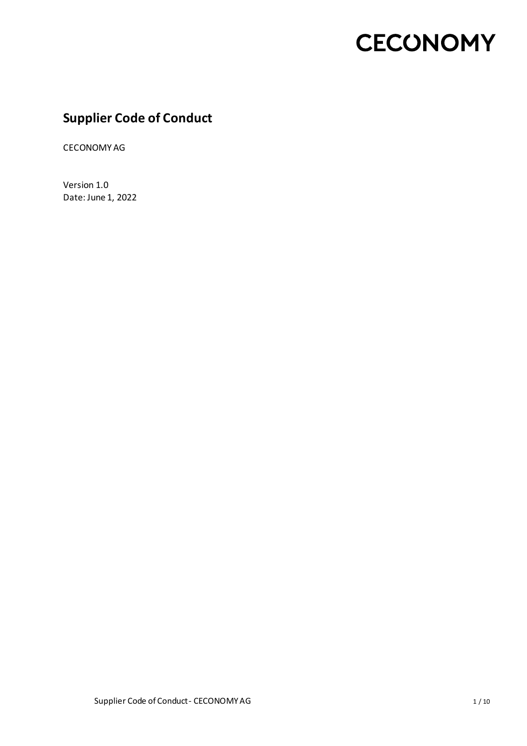CECONOMY

# Supplier Code of Conduct

CECONOMY AG

Version 1.0
Date: June 1, 2022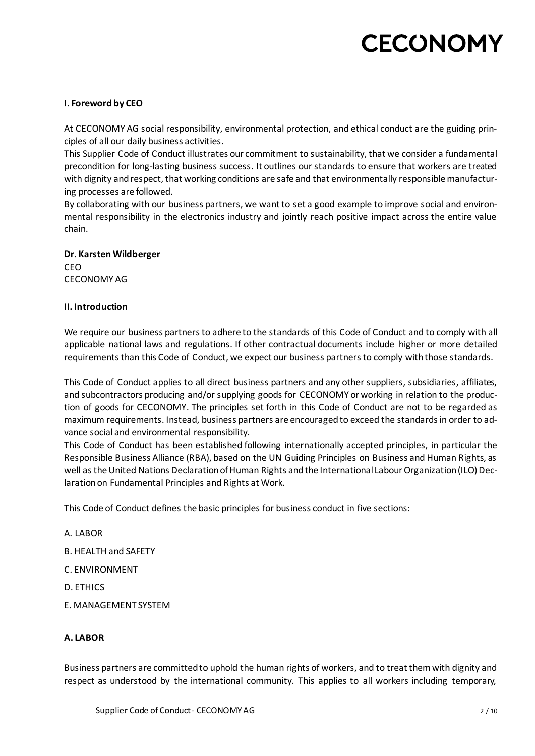## I. Foreword by CEO

At CECONOMY AG social responsibility, environmental protection, and ethical conduct are the guiding principles of all our daily business activities.

This Supplier Code of Conduct illustrates our commitment to sustainability, that we consider a fundamental precondition for long-lasting business success. It outlines our standards to ensure that workers are treated with dignity and respect, that working conditions are safe and that environmentally responsible manufacturing processes are followed.

By collaborating with our business partners, we want to set a good example to improve social and environmental responsibility in the electronics industry and jointly reach positive impact across the entire value chain.

**Dr. Karsten Wildberger**
CEO
CECONOMY AG

## II. Introduction

We require our business partners to adhere to the standards of this Code of Conduct and to comply with all applicable national laws and regulations. If other contractual documents include higher or more detailed requirements than this Code of Conduct, we expect our business partners to comply with those standards.

This Code of Conduct applies to all direct business partners and any other suppliers, subsidiaries, affiliates, and subcontractors producing and/or supplying goods for CECONOMY or working in relation to the production of goods for CECONOMY. The principles set forth in this Code of Conduct are not to be regarded as maximum requirements. Instead, business partners are encouraged to exceed the standards in order to advance social and environmental responsibility.

This Code of Conduct has been established following internationally accepted principles, in particular the Responsible Business Alliance (RBA), based on the UN Guiding Principles on Business and Human Rights, as well as the United Nations Declaration of Human Rights and the International Labour Organization (ILO) Declaration on Fundamental Principles and Rights at Work.

This Code of Conduct defines the basic principles for business conduct in five sections:

A. LABOR

B. HEALTH and SAFETY

C. ENVIRONMENT

D. ETHICS

E. MANAGEMENT SYSTEM

## A. LABOR

Business partners are committed to uphold the human rights of workers, and to treat them with dignity and respect as understood by the international community. This applies to all workers including temporary,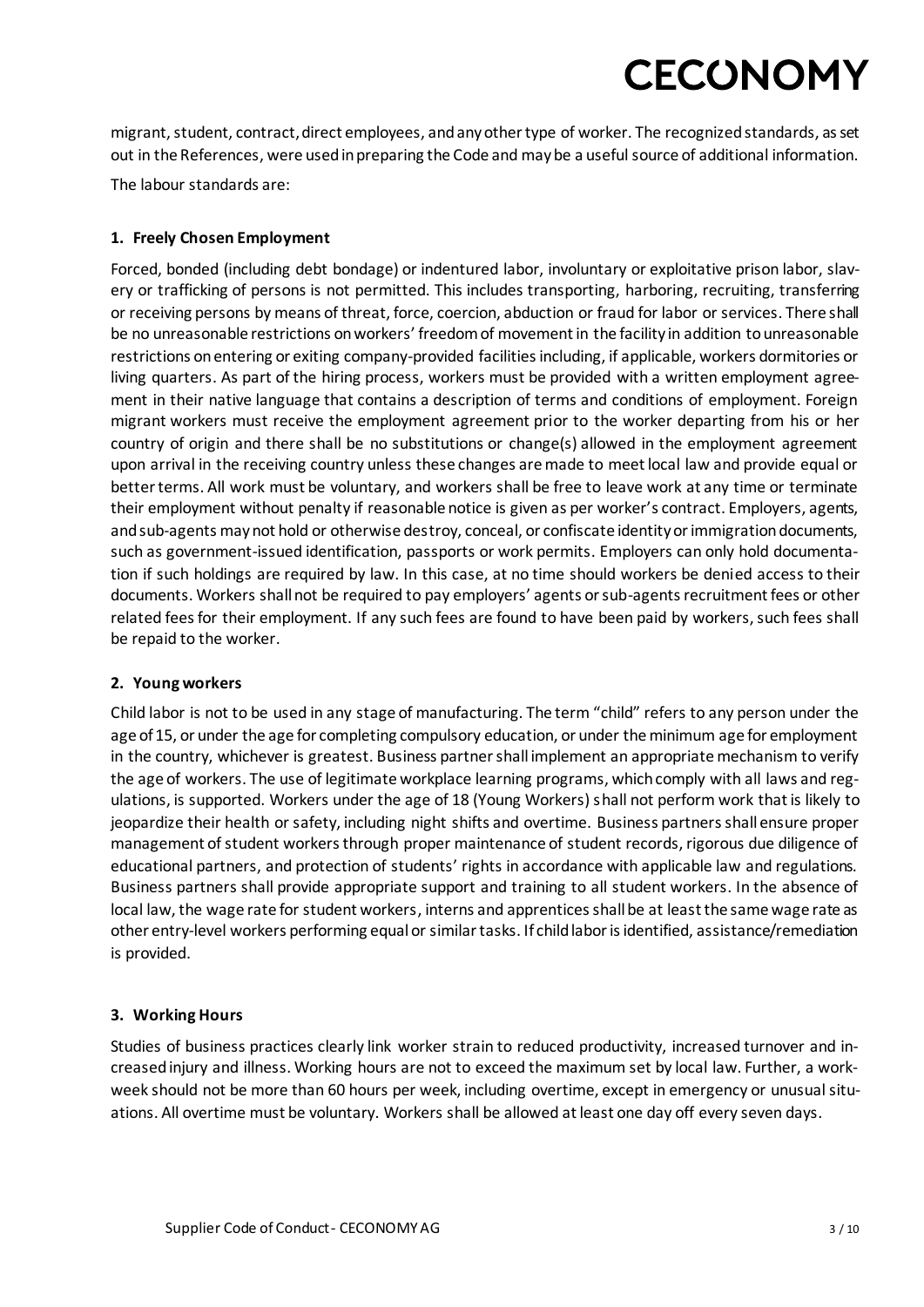migrant, student, contract, direct employees, and any other type of worker. The recognized standards, as set out in the References, were used in preparing the Code and may be a useful source of additional information.

The labour standards are:

**1. Freely Chosen Employment**

Forced, bonded (including debt bondage) or indentured labor, involuntary or exploitative prison labor, slavery or trafficking of persons is not permitted. This includes transporting, harboring, recruiting, transferring or receiving persons by means of threat, force, coercion, abduction or fraud for labor or services. There shall be no unreasonable restrictions on workers' freedom of movement in the facility in addition to unreasonable restrictions on entering or exiting company-provided facilities including, if applicable, workers dormitories or living quarters. As part of the hiring process, workers must be provided with a written employment agreement in their native language that contains a description of terms and conditions of employment. Foreign migrant workers must receive the employment agreement prior to the worker departing from his or her country of origin and there shall be no substitutions or change(s) allowed in the employment agreement upon arrival in the receiving country unless these changes are made to meet local law and provide equal or better terms. All work must be voluntary, and workers shall be free to leave work at any time or terminate their employment without penalty if reasonable notice is given as per worker's contract. Employers, agents, and sub-agents may not hold or otherwise destroy, conceal, or confiscate identity or immigration documents, such as government-issued identification, passports or work permits. Employers can only hold documentation if such holdings are required by law. In this case, at no time should workers be denied access to their documents. Workers shall not be required to pay employers' agents or sub-agents recruitment fees or other related fees for their employment. If any such fees are found to have been paid by workers, such fees shall be repaid to the worker.

**2. Young workers**

Child labor is not to be used in any stage of manufacturing. The term "child" refers to any person under the age of 15, or under the age for completing compulsory education, or under the minimum age for employment in the country, whichever is greatest. Business partner shall implement an appropriate mechanism to verify the age of workers. The use of legitimate workplace learning programs, which comply with all laws and regulations, is supported. Workers under the age of 18 (Young Workers) shall not perform work that is likely to jeopardize their health or safety, including night shifts and overtime. Business partners shall ensure proper management of student workers through proper maintenance of student records, rigorous due diligence of educational partners, and protection of students' rights in accordance with applicable law and regulations. Business partners shall provide appropriate support and training to all student workers. In the absence of local law, the wage rate for student workers, interns and apprentices shall be at least the same wage rate as other entry-level workers performing equal or similar tasks. If child labor is identified, assistance/remediation is provided.

**3. Working Hours**

Studies of business practices clearly link worker strain to reduced productivity, increased turnover and increased injury and illness. Working hours are not to exceed the maximum set by local law. Further, a workweek should not be more than 60 hours per week, including overtime, except in emergency or unusual situations. All overtime must be voluntary. Workers shall be allowed at least one day off every seven days.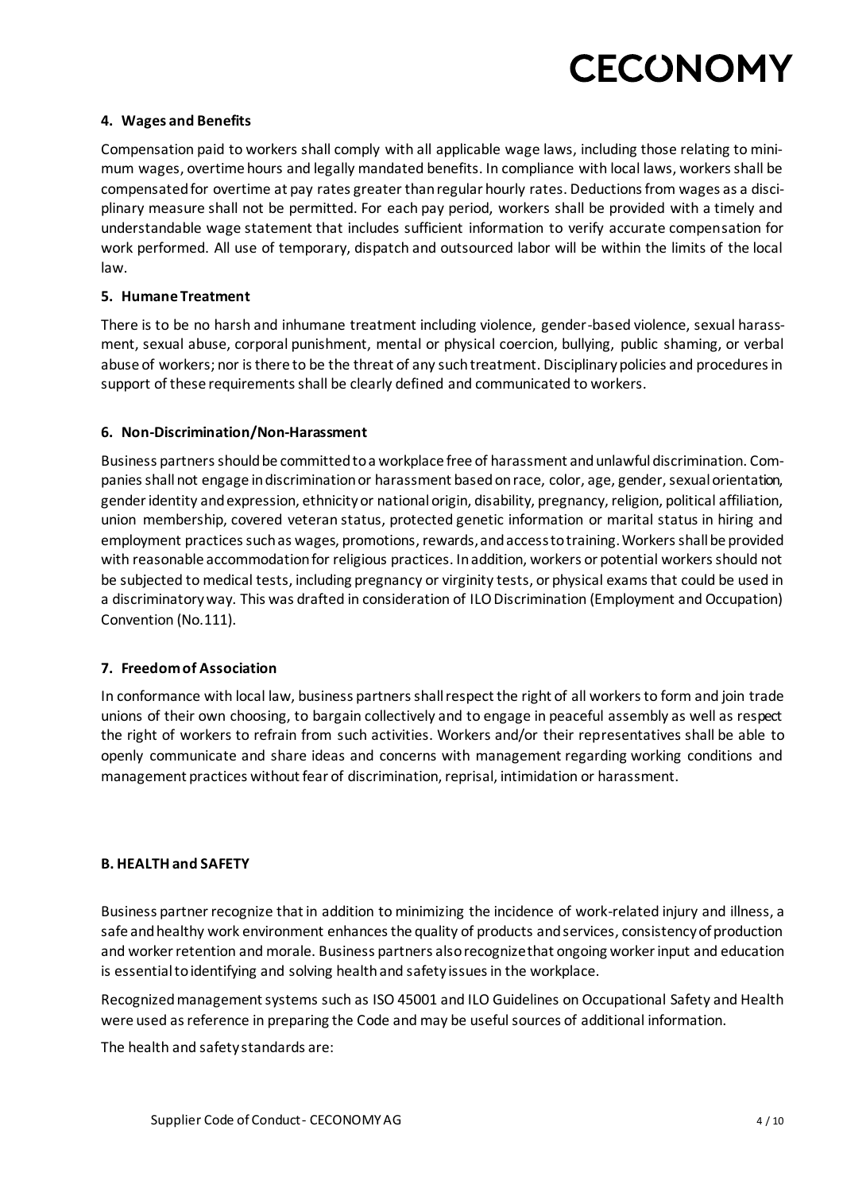### 4. Wages and Benefits

Compensation paid to workers shall comply with all applicable wage laws, including those relating to minimum wages, overtime hours and legally mandated benefits. In compliance with local laws, workers shall be compensated for overtime at pay rates greater than regular hourly rates. Deductions from wages as a disciplinary measure shall not be permitted. For each pay period, workers shall be provided with a timely and understandable wage statement that includes sufficient information to verify accurate compensation for work performed. All use of temporary, dispatch and outsourced labor will be within the limits of the local law.

### 5. Humane Treatment

There is to be no harsh and inhumane treatment including violence, gender-based violence, sexual harassment, sexual abuse, corporal punishment, mental or physical coercion, bullying, public shaming, or verbal abuse of workers; nor is there to be the threat of any such treatment. Disciplinary policies and procedures in support of these requirements shall be clearly defined and communicated to workers.

### 6. Non-Discrimination/Non-Harassment

Business partners should be committed to a workplace free of harassment and unlawful discrimination. Companies shall not engage in discrimination or harassment based on race, color, age, gender, sexual orientation, gender identity and expression, ethnicity or national origin, disability, pregnancy, religion, political affiliation, union membership, covered veteran status, protected genetic information or marital status in hiring and employment practices such as wages, promotions, rewards, and access to training. Workers shall be provided with reasonable accommodation for religious practices. In addition, workers or potential workers should not be subjected to medical tests, including pregnancy or virginity tests, or physical exams that could be used in a discriminatory way. This was drafted in consideration of ILO Discrimination (Employment and Occupation) Convention (No.111).

### 7. Freedom of Association

In conformance with local law, business partners shall respect the right of all workers to form and join trade unions of their own choosing, to bargain collectively and to engage in peaceful assembly as well as respect the right of workers to refrain from such activities. Workers and/or their representatives shall be able to openly communicate and share ideas and concerns with management regarding working conditions and management practices without fear of discrimination, reprisal, intimidation or harassment.

## B. HEALTH and SAFETY

Business partner recognize that in addition to minimizing the incidence of work-related injury and illness, a safe and healthy work environment enhances the quality of products and services, consistency of production and worker retention and morale. Business partners also recognize that ongoing worker input and education is essential to identifying and solving health and safety issues in the workplace.

Recognized management systems such as ISO 45001 and ILO Guidelines on Occupational Safety and Health were used as reference in preparing the Code and may be useful sources of additional information.

The health and safety standards are: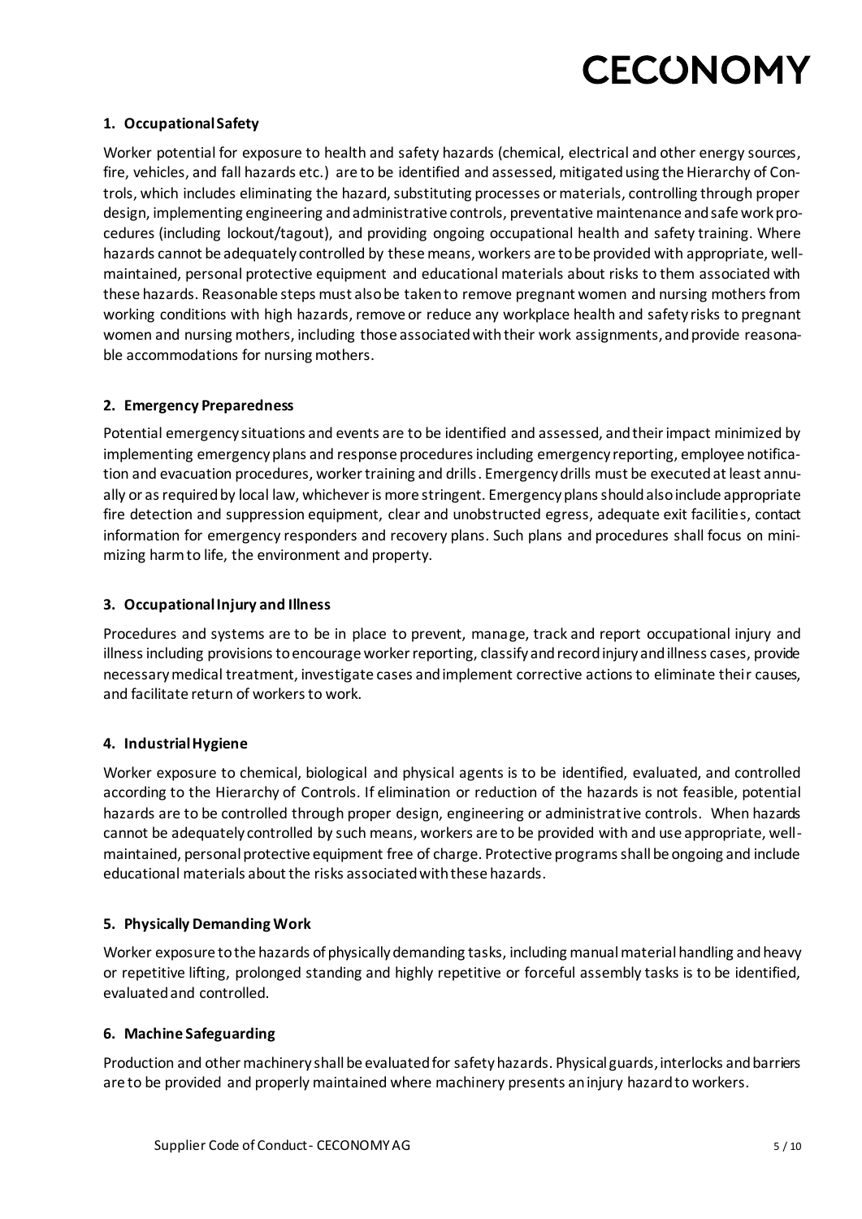### 1. Occupational Safety

Worker potential for exposure to health and safety hazards (chemical, electrical and other energy sources, fire, vehicles, and fall hazards etc.) are to be identified and assessed, mitigated using the Hierarchy of Controls, which includes eliminating the hazard, substituting processes or materials, controlling through proper design, implementing engineering and administrative controls, preventative maintenance and safe work procedures (including lockout/tagout), and providing ongoing occupational health and safety training. Where hazards cannot be adequately controlled by these means, workers are to be provided with appropriate, well-maintained, personal protective equipment and educational materials about risks to them associated with these hazards. Reasonable steps must also be taken to remove pregnant women and nursing mothers from working conditions with high hazards, remove or reduce any workplace health and safety risks to pregnant women and nursing mothers, including those associated with their work assignments, and provide reasonable accommodations for nursing mothers.

### 2. Emergency Preparedness

Potential emergency situations and events are to be identified and assessed, and their impact minimized by implementing emergency plans and response procedures including emergency reporting, employee notification and evacuation procedures, worker training and drills. Emergency drills must be executed at least annually or as required by local law, whichever is more stringent. Emergency plans should also include appropriate fire detection and suppression equipment, clear and unobstructed egress, adequate exit facilities, contact information for emergency responders and recovery plans. Such plans and procedures shall focus on minimizing harm to life, the environment and property.

### 3. Occupational Injury and Illness

Procedures and systems are to be in place to prevent, manage, track and report occupational injury and illness including provisions to encourage worker reporting, classify and record injury and illness cases, provide necessary medical treatment, investigate cases and implement corrective actions to eliminate their causes, and facilitate return of workers to work.

### 4. Industrial Hygiene

Worker exposure to chemical, biological and physical agents is to be identified, evaluated, and controlled according to the Hierarchy of Controls. If elimination or reduction of the hazards is not feasible, potential hazards are to be controlled through proper design, engineering or administrative controls. When hazards cannot be adequately controlled by such means, workers are to be provided with and use appropriate, well-maintained, personal protective equipment free of charge. Protective programs shall be ongoing and include educational materials about the risks associated with these hazards.

### 5. Physically Demanding Work

Worker exposure to the hazards of physically demanding tasks, including manual material handling and heavy or repetitive lifting, prolonged standing and highly repetitive or forceful assembly tasks is to be identified, evaluated and controlled.

### 6. Machine Safeguarding

Production and other machinery shall be evaluated for safety hazards. Physical guards, interlocks and barriers are to be provided and properly maintained where machinery presents an injury hazard to workers.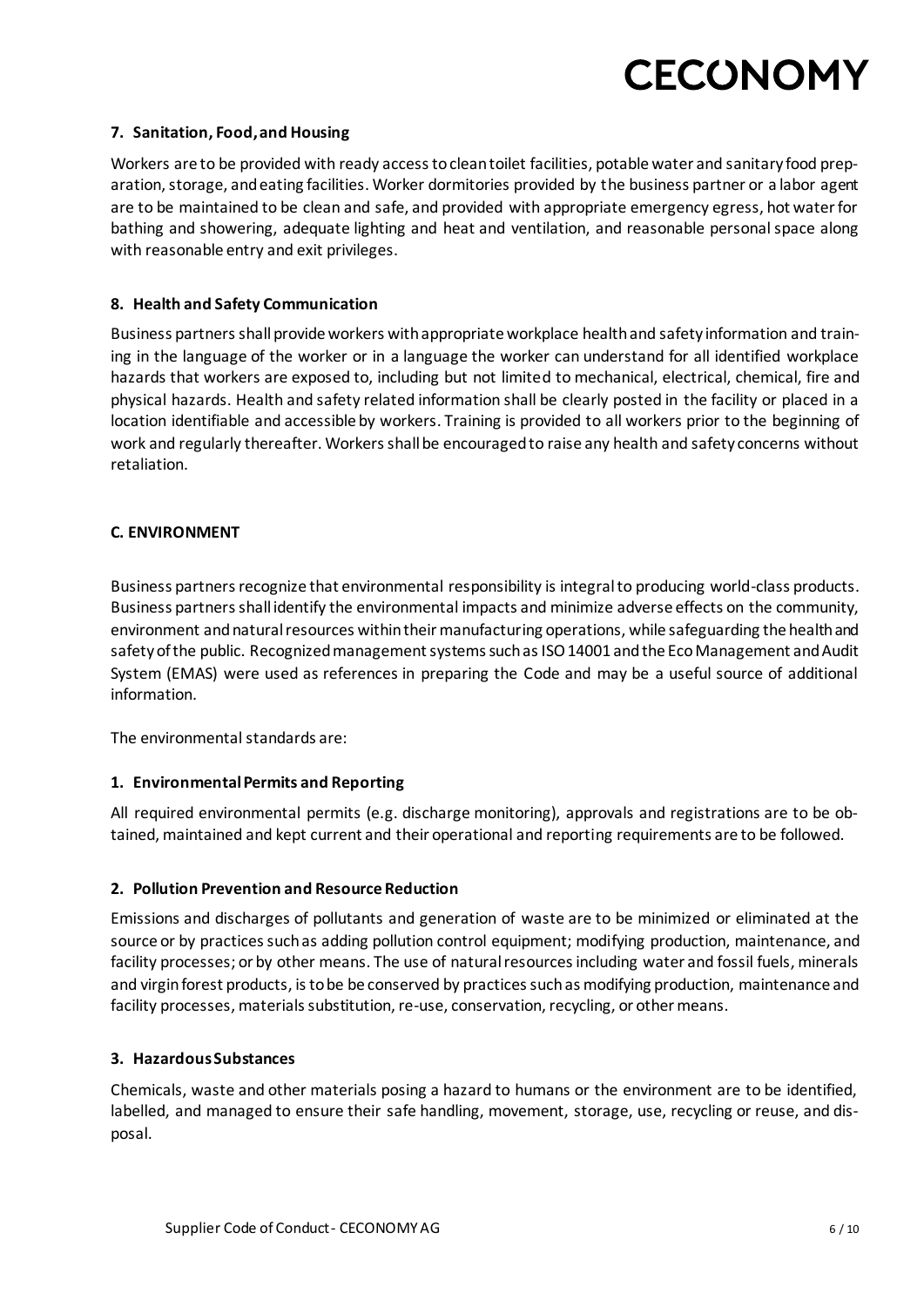#### 7. Sanitation, Food, and Housing

Workers are to be provided with ready access to clean toilet facilities, potable water and sanitary food preparation, storage, and eating facilities. Worker dormitories provided by the business partner or a labor agent are to be maintained to be clean and safe, and provided with appropriate emergency egress, hot water for bathing and showering, adequate lighting and heat and ventilation, and reasonable personal space along with reasonable entry and exit privileges.

#### 8. Health and Safety Communication

Business partners shall provide workers with appropriate workplace health and safety information and training in the language of the worker or in a language the worker can understand for all identified workplace hazards that workers are exposed to, including but not limited to mechanical, electrical, chemical, fire and physical hazards. Health and safety related information shall be clearly posted in the facility or placed in a location identifiable and accessible by workers. Training is provided to all workers prior to the beginning of work and regularly thereafter. Workers shall be encouraged to raise any health and safety concerns without retaliation.

### C. ENVIRONMENT

Business partners recognize that environmental responsibility is integral to producing world-class products. Business partners shall identify the environmental impacts and minimize adverse effects on the community, environment and natural resources within their manufacturing operations, while safeguarding the health and safety of the public. Recognized management systems such as ISO 14001 and the Eco Management and Audit System (EMAS) were used as references in preparing the Code and may be a useful source of additional information.

The environmental standards are:

#### 1. Environmental Permits and Reporting

All required environmental permits (e.g. discharge monitoring), approvals and registrations are to be obtained, maintained and kept current and their operational and reporting requirements are to be followed.

#### 2. Pollution Prevention and Resource Reduction

Emissions and discharges of pollutants and generation of waste are to be minimized or eliminated at the source or by practices such as adding pollution control equipment; modifying production, maintenance, and facility processes; or by other means. The use of natural resources including water and fossil fuels, minerals and virgin forest products, is to be be conserved by practices such as modifying production, maintenance and facility processes, materials substitution, re-use, conservation, recycling, or other means.

#### 3. Hazardous Substances

Chemicals, waste and other materials posing a hazard to humans or the environment are to be identified, labelled, and managed to ensure their safe handling, movement, storage, use, recycling or reuse, and disposal.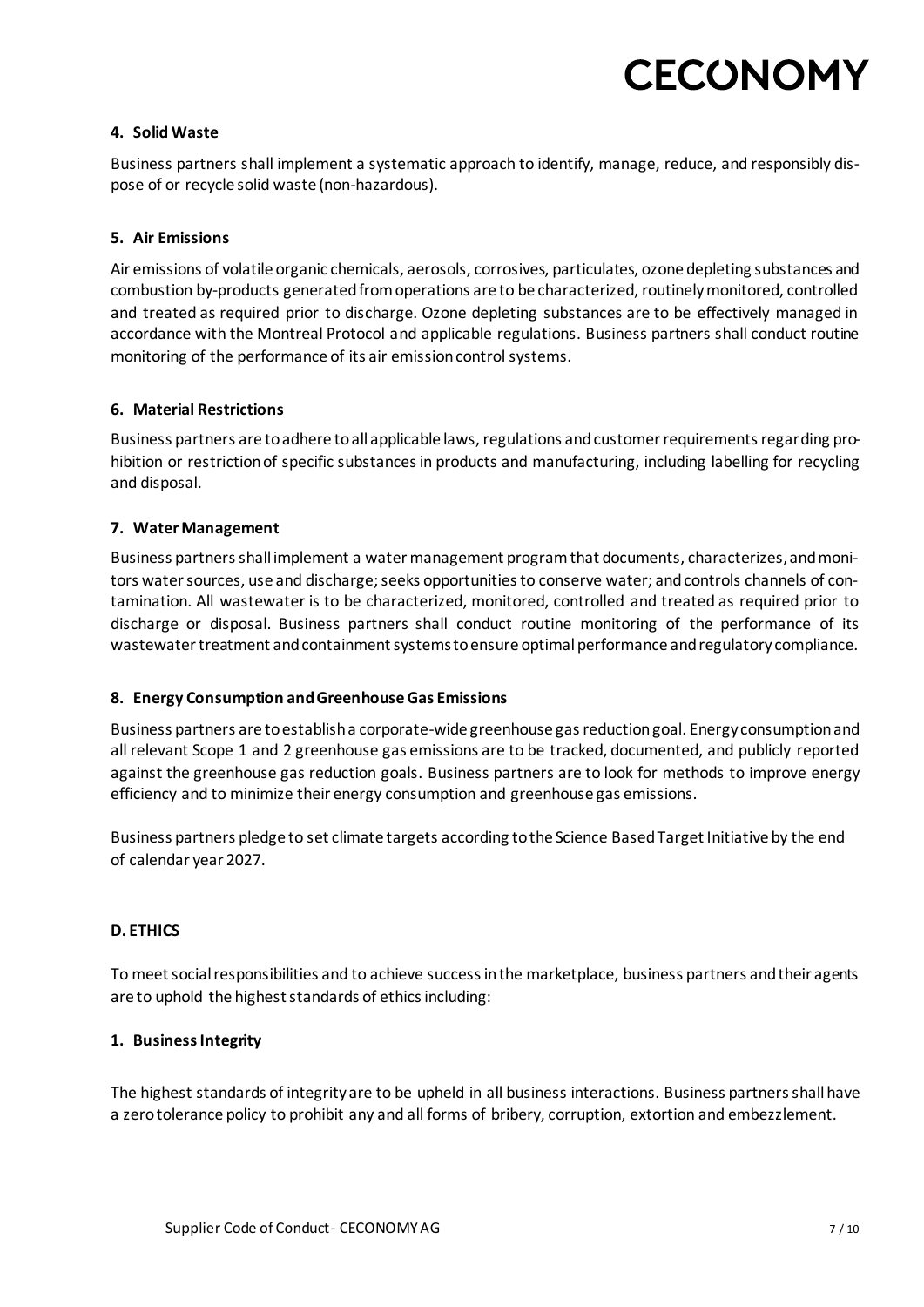#### 4. Solid Waste

Business partners shall implement a systematic approach to identify, manage, reduce, and responsibly dispose of or recycle solid waste (non-hazardous).

#### 5. Air Emissions

Air emissions of volatile organic chemicals, aerosols, corrosives, particulates, ozone depleting substances and combustion by-products generated from operations are to be characterized, routinely monitored, controlled and treated as required prior to discharge. Ozone depleting substances are to be effectively managed in accordance with the Montreal Protocol and applicable regulations. Business partners shall conduct routine monitoring of the performance of its air emission control systems.

#### 6. Material Restrictions

Business partners are to adhere to all applicable laws, regulations and customer requirements regarding prohibition or restriction of specific substances in products and manufacturing, including labelling for recycling and disposal.

#### 7. Water Management

Business partners shall implement a water management program that documents, characterizes, and monitors water sources, use and discharge; seeks opportunities to conserve water; and controls channels of contamination. All wastewater is to be characterized, monitored, controlled and treated as required prior to discharge or disposal. Business partners shall conduct routine monitoring of the performance of its wastewater treatment and containment systems to ensure optimal performance and regulatory compliance.

#### 8. Energy Consumption and Greenhouse Gas Emissions

Business partners are to establish a corporate-wide greenhouse gas reduction goal. Energy consumption and all relevant Scope 1 and 2 greenhouse gas emissions are to be tracked, documented, and publicly reported against the greenhouse gas reduction goals. Business partners are to look for methods to improve energy efficiency and to minimize their energy consumption and greenhouse gas emissions.

Business partners pledge to set climate targets according to the Science Based Target Initiative by the end of calendar year 2027.

### D. ETHICS

To meet social responsibilities and to achieve success in the marketplace, business partners and their agents are to uphold the highest standards of ethics including:

#### 1. Business Integrity

The highest standards of integrity are to be upheld in all business interactions. Business partners shall have a zero tolerance policy to prohibit any and all forms of bribery, corruption, extortion and embezzlement.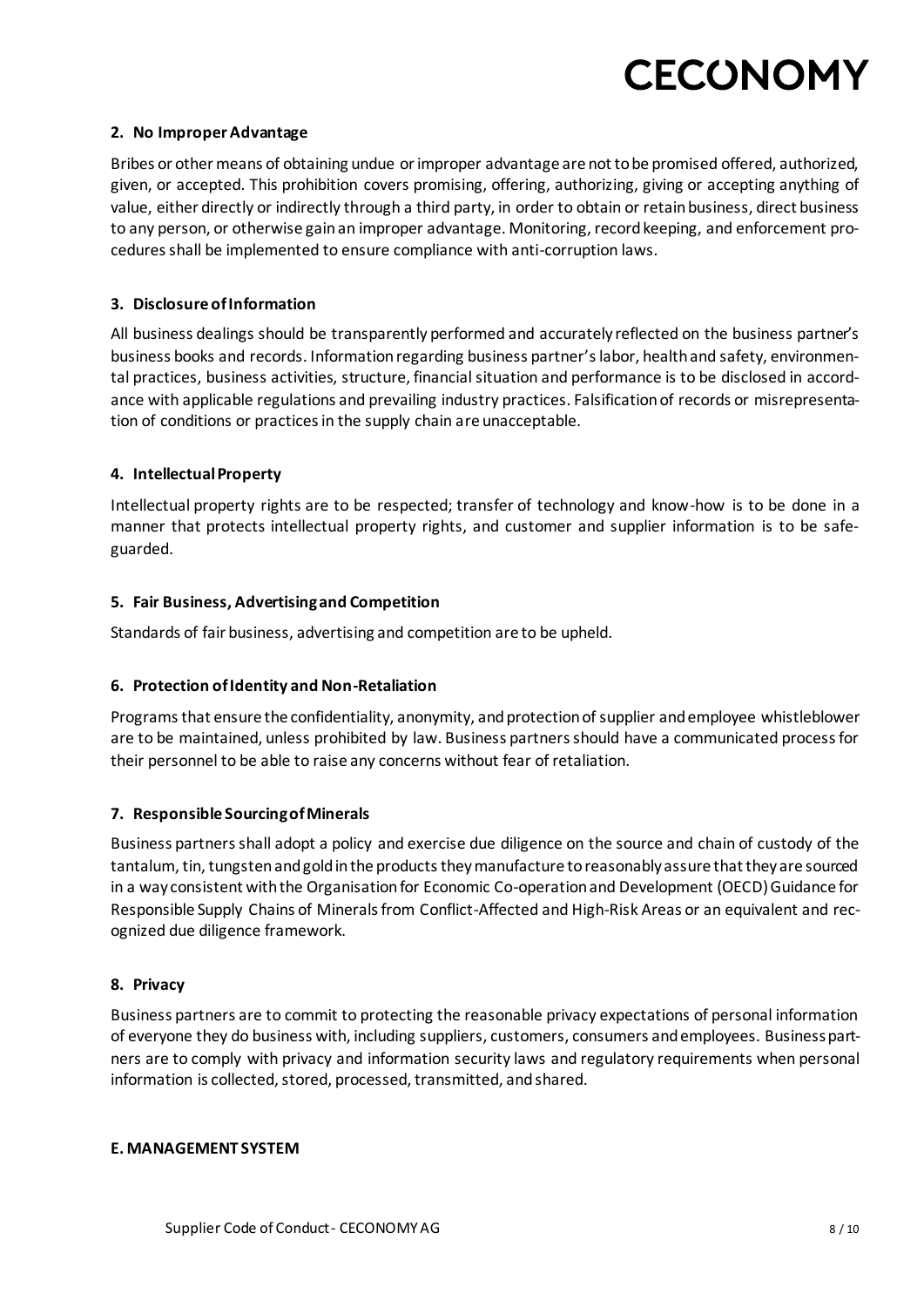### 2. No Improper Advantage

Bribes or other means of obtaining undue or improper advantage are not to be promised offered, authorized, given, or accepted. This prohibition covers promising, offering, authorizing, giving or accepting anything of value, either directly or indirectly through a third party, in order to obtain or retain business, direct business to any person, or otherwise gain an improper advantage. Monitoring, record keeping, and enforcement procedures shall be implemented to ensure compliance with anti-corruption laws.

### 3. Disclosure of Information

All business dealings should be transparently performed and accurately reflected on the business partner's business books and records. Information regarding business partner's labor, health and safety, environmental practices, business activities, structure, financial situation and performance is to be disclosed in accordance with applicable regulations and prevailing industry practices. Falsification of records or misrepresentation of conditions or practices in the supply chain are unacceptable.

### 4. Intellectual Property

Intellectual property rights are to be respected; transfer of technology and know-how is to be done in a manner that protects intellectual property rights, and customer and supplier information is to be safeguarded.

### 5. Fair Business, Advertising and Competition

Standards of fair business, advertising and competition are to be upheld.

### 6. Protection of Identity and Non-Retaliation

Programs that ensure the confidentiality, anonymity, and protection of supplier and employee whistleblower are to be maintained, unless prohibited by law. Business partners should have a communicated process for their personnel to be able to raise any concerns without fear of retaliation.

### 7. Responsible Sourcing of Minerals

Business partners shall adopt a policy and exercise due diligence on the source and chain of custody of the tantalum, tin, tungsten and gold in the products they manufacture to reasonably assure that they are sourced in a way consistent with the Organisation for Economic Co-operation and Development (OECD) Guidance for Responsible Supply Chains of Minerals from Conflict-Affected and High-Risk Areas or an equivalent and recognized due diligence framework.

### 8. Privacy

Business partners are to commit to protecting the reasonable privacy expectations of personal information of everyone they do business with, including suppliers, customers, consumers and employees. Business partners are to comply with privacy and information security laws and regulatory requirements when personal information is collected, stored, processed, transmitted, and shared.

## E. MANAGEMENT SYSTEM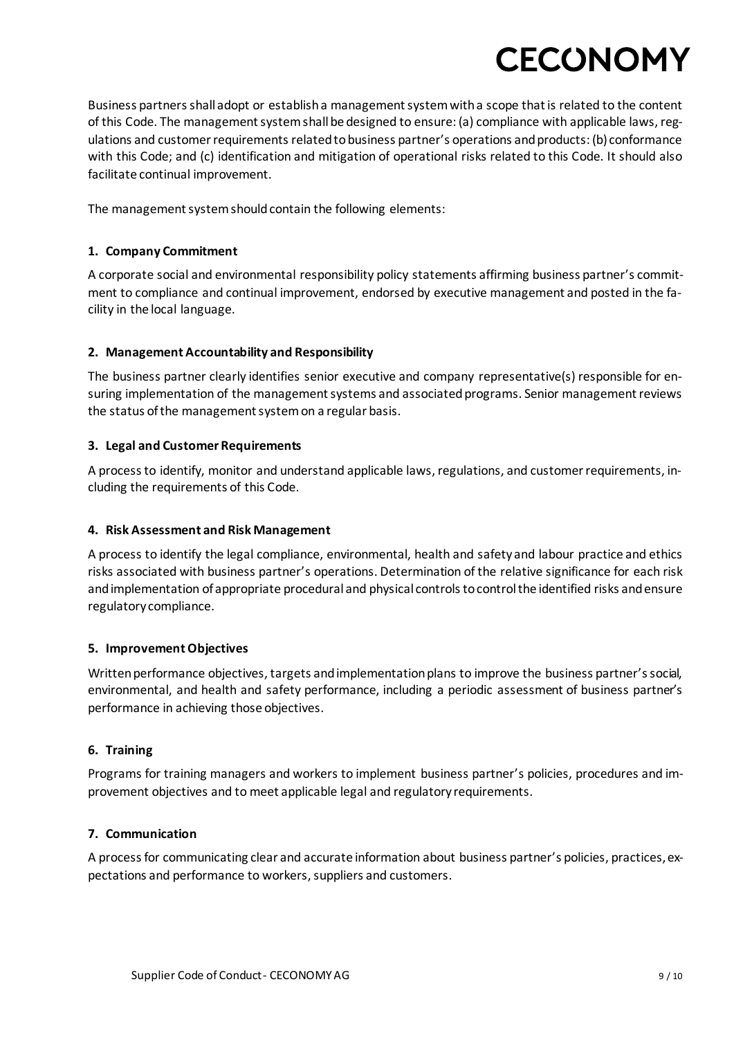Business partners shall adopt or establish a management system with a scope that is related to the content of this Code. The management system shall be designed to ensure: (a) compliance with applicable laws, regulations and customer requirements related to business partner's operations and products: (b) conformance with this Code; and (c) identification and mitigation of operational risks related to this Code. It should also facilitate continual improvement.

The management system should contain the following elements:

**1. Company Commitment**

A corporate social and environmental responsibility policy statements affirming business partner's commitment to compliance and continual improvement, endorsed by executive management and posted in the facility in the local language.

**2. Management Accountability and Responsibility**

The business partner clearly identifies senior executive and company representative(s) responsible for ensuring implementation of the management systems and associated programs. Senior management reviews the status of the management system on a regular basis.

**3. Legal and Customer Requirements**

A process to identify, monitor and understand applicable laws, regulations, and customer requirements, including the requirements of this Code.

**4. Risk Assessment and Risk Management**

A process to identify the legal compliance, environmental, health and safety and labour practice and ethics risks associated with business partner's operations. Determination of the relative significance for each risk and implementation of appropriate procedural and physical controls to control the identified risks and ensure regulatory compliance.

**5. Improvement Objectives**

Written performance objectives, targets and implementation plans to improve the business partner's social, environmental, and health and safety performance, including a periodic assessment of business partner's performance in achieving those objectives.

**6. Training**

Programs for training managers and workers to implement business partner's policies, procedures and improvement objectives and to meet applicable legal and regulatory requirements.

**7. Communication**

A process for communicating clear and accurate information about business partner's policies, practices, expectations and performance to workers, suppliers and customers.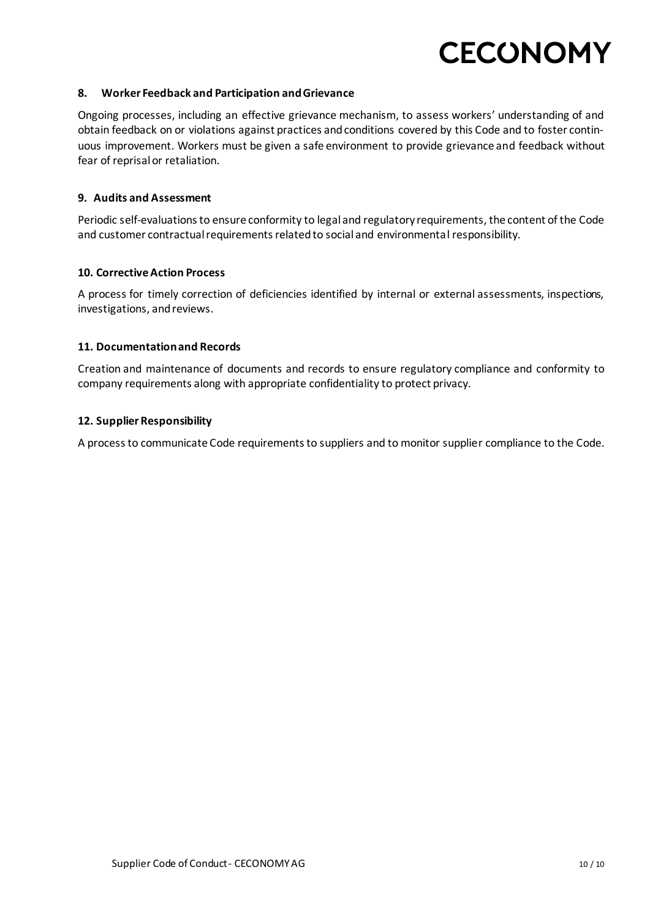**8. Worker Feedback and Participation and Grievance**

Ongoing processes, including an effective grievance mechanism, to assess workers' understanding of and obtain feedback on or violations against practices and conditions covered by this Code and to foster continuous improvement. Workers must be given a safe environment to provide grievance and feedback without fear of reprisal or retaliation.

**9. Audits and Assessment**

Periodic self-evaluations to ensure conformity to legal and regulatory requirements, the content of the Code and customer contractual requirements related to social and environmental responsibility.

**10. Corrective Action Process**

A process for timely correction of deficiencies identified by internal or external assessments, inspections, investigations, and reviews.

**11. Documentation and Records**

Creation and maintenance of documents and records to ensure regulatory compliance and conformity to company requirements along with appropriate confidentiality to protect privacy.

**12. Supplier Responsibility**

A process to communicate Code requirements to suppliers and to monitor supplier compliance to the Code.